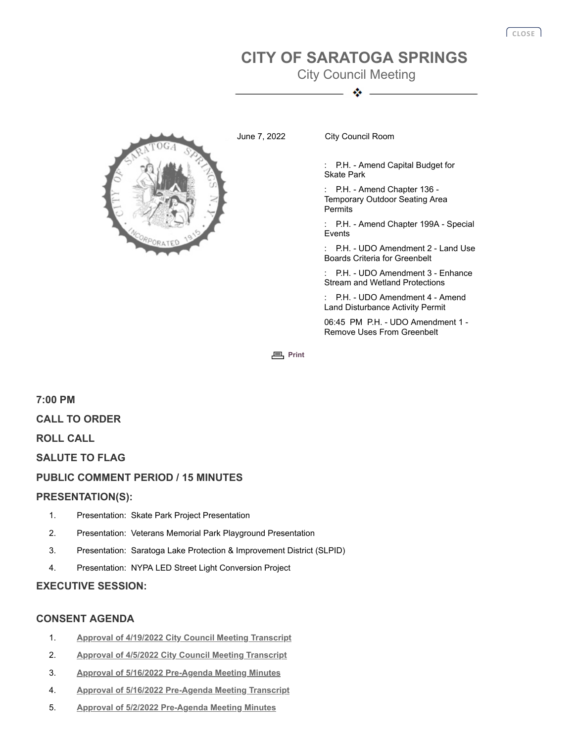# CITY OF SARATOGA SPRINGS

City Council Meeting

June 7, 2022 City Council Room

: P.H. - Amend Capital Budget for Skate Park

: P.H. - Amend Chapter 136 - Temporary Outdoor Seating Area Permits

: P.H. - Amend Chapter 199A - Special Events

: P.H. - UDO Amendment 2 - Land Use Boards Criteria for Greenbelt

: P.H. - UDO Amendment 3 - Enhance Stream and Wetland Protections

: P.H. - UDO Amendment 4 - Amend Land Disturbance Activity Permit

06:45 PM P.H. - UDO Amendment 1 - Remove Uses From Greenbelt

**7:00 PM**

**CALL TO ORDER**

**ROLL CALL**

**SALUTE TO FLAG**

**PUBLIC COMMENT PERIOD / 15 MINUTES**

**PRESENTATION(S):**

1. Presentation: Skate Park Project Presentation
2. Presentation: Veterans Memorial Park Playground Presentation
3. Presentation: Saratoga Lake Protection & Improvement District (SLPID)
4. Presentation: NYPA LED Street Light Conversion Project

**EXECUTIVE SESSION:**

**CONSENT AGENDA**

1. Approval of 4/19/2022 City Council Meeting Transcript
2. Approval of 4/5/2022 City Council Meeting Transcript
3. Approval of 5/16/2022 Pre-Agenda Meeting Minutes
4. Approval of 5/16/2022 Pre-Agenda Meeting Transcript
5. Approval of 5/2/2022 Pre-Agenda Meeting Minutes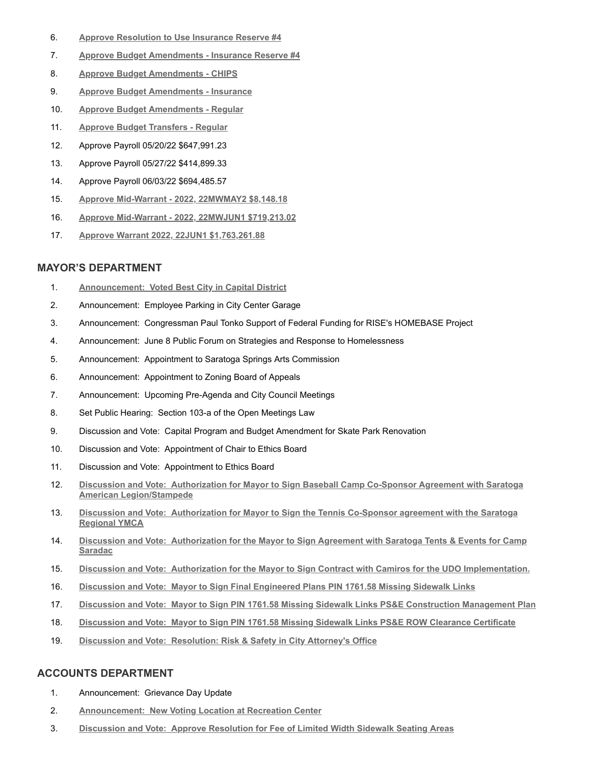6. **Approve Resolution to Use Insurance Reserve #4**
7. **Approve Budget Amendments - Insurance Reserve #4**
8. **Approve Budget Amendments - CHIPS**
9. **Approve Budget Amendments - Insurance**
10. **Approve Budget Amendments - Regular**
11. **Approve Budget Transfers - Regular**
12. Approve Payroll 05/20/22 $647,991.23
13. Approve Payroll 05/27/22 $414,899.33
14. Approve Payroll 06/03/22 $694,485.57
15. **Approve Mid-Warrant - 2022, 22MWMAY2 $8,148.18**
16. **Approve Mid-Warrant - 2022, 22MWJUN1 $719,213.02**
17. **Approve Warrant 2022, 22JUN1 $1,763,261.88**

## MAYOR'S DEPARTMENT

1. **Announcement: Voted Best City in Capital District**
2. Announcement: Employee Parking in City Center Garage
3. Announcement: Congressman Paul Tonko Support of Federal Funding for RISE's HOMEBASE Project
4. Announcement: June 8 Public Forum on Strategies and Response to Homelessness
5. Announcement: Appointment to Saratoga Springs Arts Commission
6. Announcement: Appointment to Zoning Board of Appeals
7. Announcement: Upcoming Pre-Agenda and City Council Meetings
8. Set Public Hearing: Section 103-a of the Open Meetings Law
9. Discussion and Vote: Capital Program and Budget Amendment for Skate Park Renovation
10. Discussion and Vote: Appointment of Chair to Ethics Board
11. Discussion and Vote: Appointment to Ethics Board
12. **Discussion and Vote: Authorization for Mayor to Sign Baseball Camp Co-Sponsor Agreement with Saratoga American Legion/Stampede**
13. **Discussion and Vote: Authorization for Mayor to Sign the Tennis Co-Sponsor agreement with the Saratoga Regional YMCA**
14. **Discussion and Vote: Authorization for the Mayor to Sign Agreement with Saratoga Tents & Events for Camp Saradac**
15. **Discussion and Vote: Authorization for the Mayor to Sign Contract with Camiros for the UDO Implementation.**
16. **Discussion and Vote: Mayor to Sign Final Engineered Plans PIN 1761.58 Missing Sidewalk Links**
17. **Discussion and Vote: Mayor to Sign PIN 1761.58 Missing Sidewalk Links PS&E Construction Management Plan**
18. **Discussion and Vote: Mayor to Sign PIN 1761.58 Missing Sidewalk Links PS&E ROW Clearance Certificate**
19. **Discussion and Vote: Resolution: Risk & Safety in City Attorney's Office**

## ACCOUNTS DEPARTMENT

1. Announcement: Grievance Day Update
2. **Announcement: New Voting Location at Recreation Center**
3. **Discussion and Vote: Approve Resolution for Fee of Limited Width Sidewalk Seating Areas**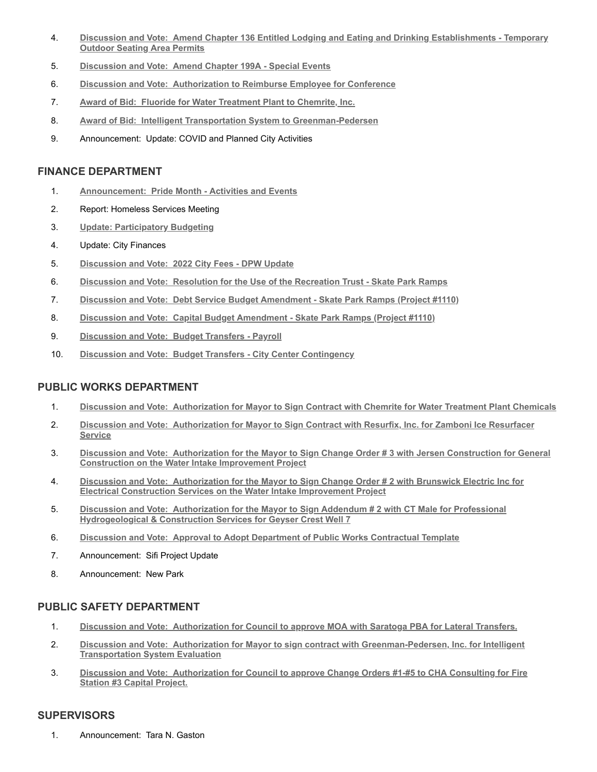4. **Discussion and Vote: Amend Chapter 136 Entitled Lodging and Eating and Drinking Establishments - Temporary Outdoor Seating Area Permits**
5. **Discussion and Vote: Amend Chapter 199A - Special Events**
6. **Discussion and Vote: Authorization to Reimburse Employee for Conference**
7. **Award of Bid: Fluoride for Water Treatment Plant to Chemrite, Inc.**
8. **Award of Bid: Intelligent Transportation System to Greenman-Pedersen**
9. Announcement: Update: COVID and Planned City Activities

## FINANCE DEPARTMENT

1. **Announcement: Pride Month - Activities and Events**
2. Report: Homeless Services Meeting
3. **Update: Participatory Budgeting**
4. Update: City Finances
5. **Discussion and Vote: 2022 City Fees - DPW Update**
6. **Discussion and Vote: Resolution for the Use of the Recreation Trust - Skate Park Ramps**
7. **Discussion and Vote: Debt Service Budget Amendment - Skate Park Ramps (Project #1110)**
8. **Discussion and Vote: Capital Budget Amendment - Skate Park Ramps (Project #1110)**
9. **Discussion and Vote: Budget Transfers - Payroll**
10. **Discussion and Vote: Budget Transfers - City Center Contingency**

## PUBLIC WORKS DEPARTMENT

1. **Discussion and Vote: Authorization for Mayor to Sign Contract with Chemrite for Water Treatment Plant Chemicals**
2. **Discussion and Vote: Authorization for Mayor to Sign Contract with Resurfix, Inc. for Zamboni Ice Resurfacer Service**
3. **Discussion and Vote: Authorization for the Mayor to Sign Change Order # 3 with Jersen Construction for General Construction on the Water Intake Improvement Project**
4. **Discussion and Vote: Authorization for the Mayor to Sign Change Order # 2 with Brunswick Electric Inc for Electrical Construction Services on the Water Intake Improvement Project**
5. **Discussion and Vote: Authorization for the Mayor to Sign Addendum # 2 with CT Male for Professional Hydrogeological & Construction Services for Geyser Crest Well 7**
6. **Discussion and Vote: Approval to Adopt Department of Public Works Contractual Template**
7. Announcement: Sifi Project Update
8. Announcement: New Park

## PUBLIC SAFETY DEPARTMENT

1. **Discussion and Vote: Authorization for Council to approve MOA with Saratoga PBA for Lateral Transfers.**
2. **Discussion and Vote: Authorization for Mayor to sign contract with Greenman-Pedersen, Inc. for Intelligent Transportation System Evaluation**
3. **Discussion and Vote: Authorization for Council to approve Change Orders #1-#5 to CHA Consulting for Fire Station #3 Capital Project.**

## SUPERVISORS

1. Announcement: Tara N. Gaston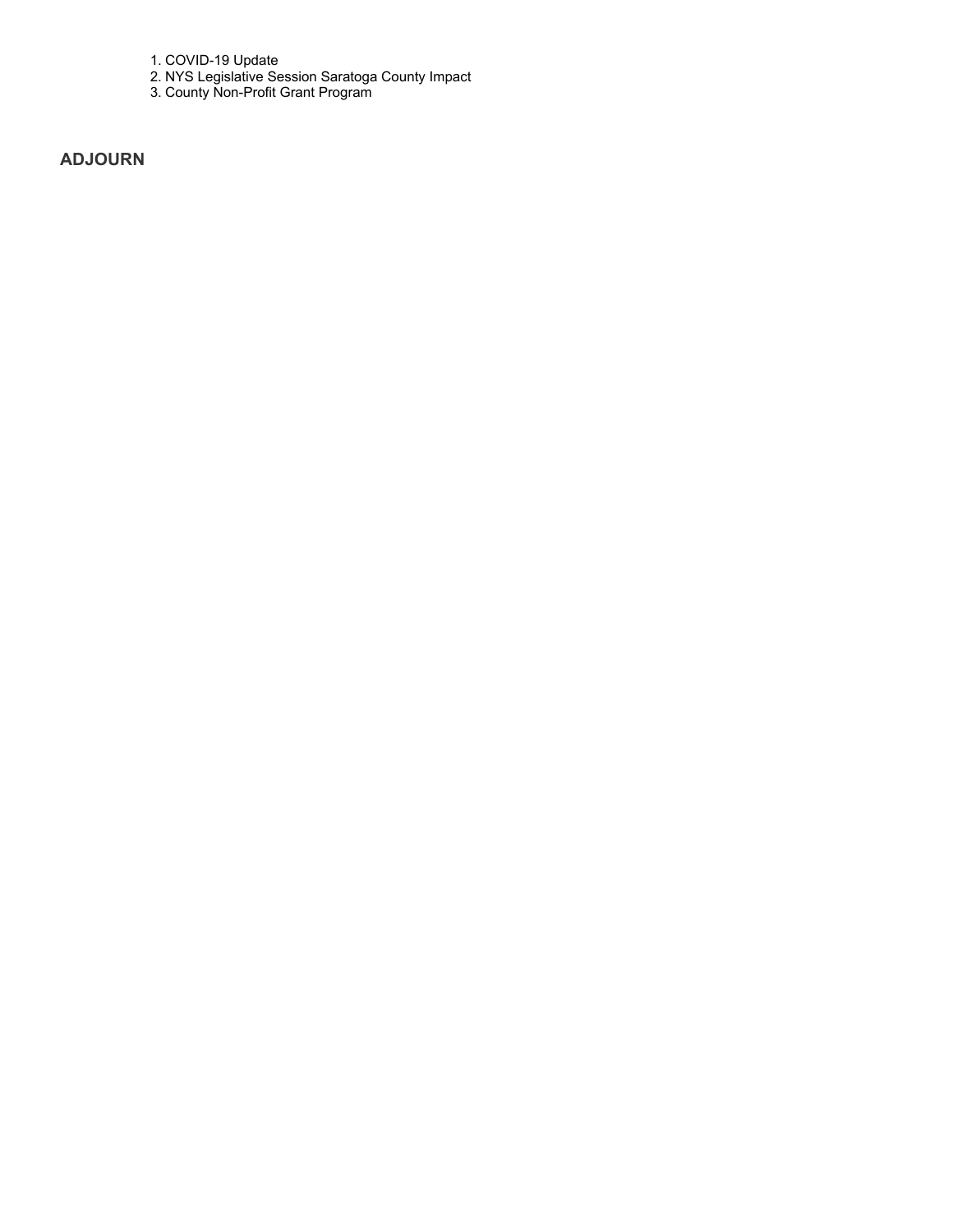1. COVID-19 Update
2. NYS Legislative Session Saratoga County Impact
3. County Non-Profit Grant Program

## ADJOURN